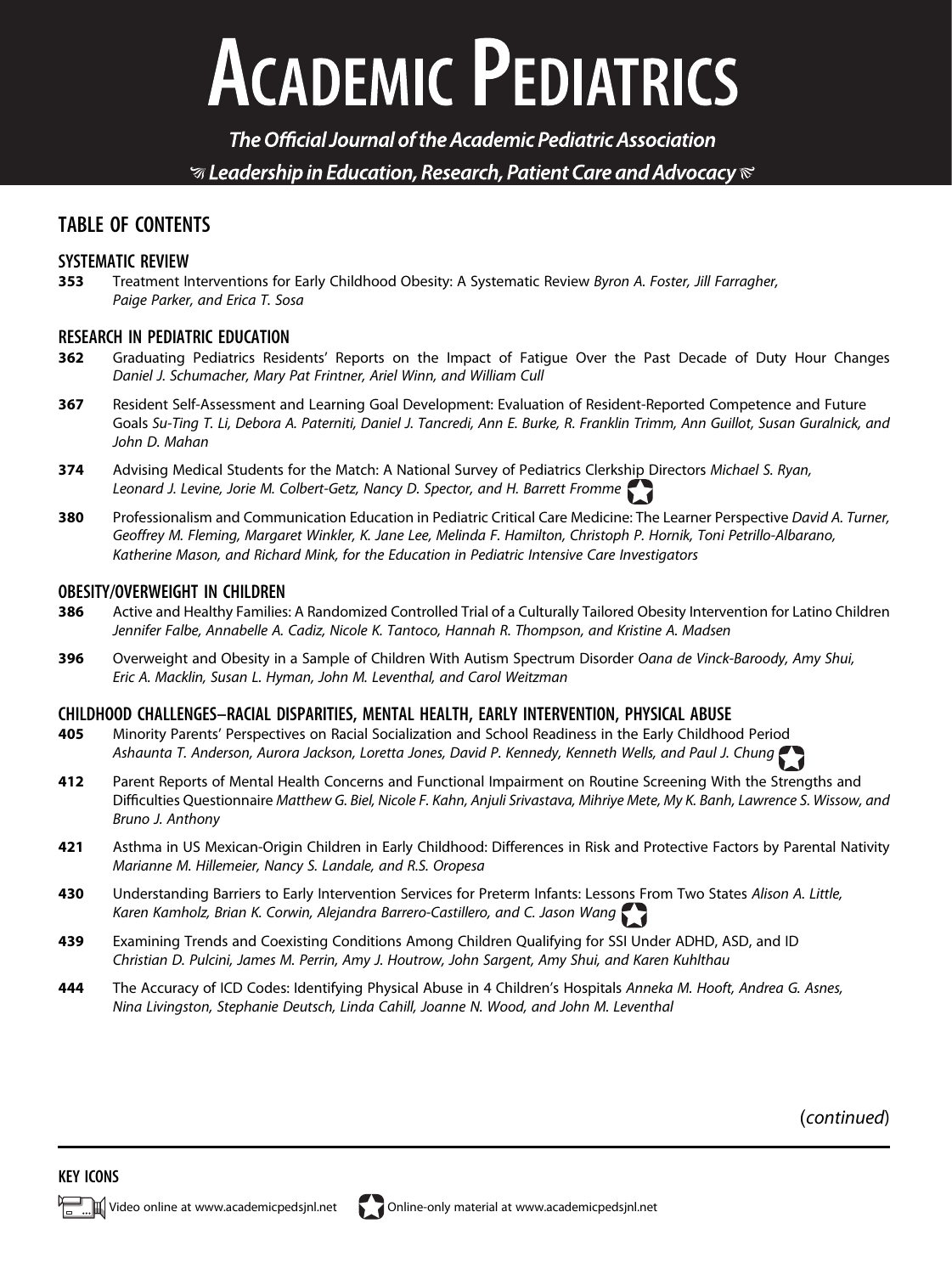# ACADEMIC PEDIATRICS

*The Official Journal of the Academic Pediatric Association*

*Leadership in Education, Research, Patient Care and Advocacy*

## TABLE OF CONTENTS

### SYSTEMATIC REVIEW

**353** Treatment Interventions for Early Childhood Obesity: A Systematic Review *Byron A. Foster, Jill Farragher, Paige Parker, and Erica T. Sosa*

### RESEARCH IN PEDIATRIC EDUCATION

**362** Graduating Pediatrics Residents' Reports on the Impact of Fatigue Over the Past Decade of Duty Hour Changes *Daniel J. Schumacher, Mary Pat Frintner, Ariel Winn, and William Cull*

**367** Resident Self-Assessment and Learning Goal Development: Evaluation of Resident-Reported Competence and Future Goals *Su-Ting T. Li, Debora A. Paterniti, Daniel J. Tancredi, Ann E. Burke, R. Franklin Trimm, Ann Guillot, Susan Guralnick, and John D. Mahan*

**374** Advising Medical Students for the Match: A National Survey of Pediatrics Clerkship Directors *Michael S. Ryan, Leonard J. Levine, Jorie M. Colbert-Getz, Nancy D. Spector, and H. Barrett Fromme*

**380** Professionalism and Communication Education in Pediatric Critical Care Medicine: The Learner Perspective *David A. Turner, Geoffrey M. Fleming, Margaret Winkler, K. Jane Lee, Melinda F. Hamilton, Christoph P. Hornik, Toni Petrillo-Albarano, Katherine Mason, and Richard Mink, for the Education in Pediatric Intensive Care Investigators*

### OBESITY/OVERWEIGHT IN CHILDREN

**386** Active and Healthy Families: A Randomized Controlled Trial of a Culturally Tailored Obesity Intervention for Latino Children *Jennifer Falbe, Annabelle A. Cadiz, Nicole K. Tantoco, Hannah R. Thompson, and Kristine A. Madsen*

**396** Overweight and Obesity in a Sample of Children With Autism Spectrum Disorder *Oana de Vinck-Baroody, Amy Shui, Eric A. Macklin, Susan L. Hyman, John M. Leventhal, and Carol Weitzman*

### CHILDHOOD CHALLENGES–RACIAL DISPARITIES, MENTAL HEALTH, EARLY INTERVENTION, PHYSICAL ABUSE

**405** Minority Parents' Perspectives on Racial Socialization and School Readiness in the Early Childhood Period *Ashaunta T. Anderson, Aurora Jackson, Loretta Jones, David P. Kennedy, Kenneth Wells, and Paul J. Chung*

**412** Parent Reports of Mental Health Concerns and Functional Impairment on Routine Screening With the Strengths and Difficulties Questionnaire *Matthew G. Biel, Nicole F. Kahn, Anjuli Srivastava, Mihriye Mete, My K. Banh, Lawrence S. Wissow, and Bruno J. Anthony*

**421** Asthma in US Mexican-Origin Children in Early Childhood: Differences in Risk and Protective Factors by Parental Nativity *Marianne M. Hillemeier, Nancy S. Landale, and R.S. Oropesa*

**430** Understanding Barriers to Early Intervention Services for Preterm Infants: Lessons From Two States *Alison A. Little, Karen Kamholz, Brian K. Corwin, Alejandra Barrero-Castillero, and C. Jason Wang*

**439** Examining Trends and Coexisting Conditions Among Children Qualifying for SSI Under ADHD, ASD, and ID *Christian D. Pulcini, James M. Perrin, Amy J. Houtrow, John Sargent, Amy Shui, and Karen Kuhlthau*

**444** The Accuracy of ICD Codes: Identifying Physical Abuse in 4 Children's Hospitals *Anneka M. Hooft, Andrea G. Asnes, Nina Livingston, Stephanie Deutsch, Linda Cahill, Joanne N. Wood, and John M. Leventhal*

(*continued*)

### KEY ICONS

Video online at www.academicpedsjnl.net

Online-only material at www.academicpedsjnl.net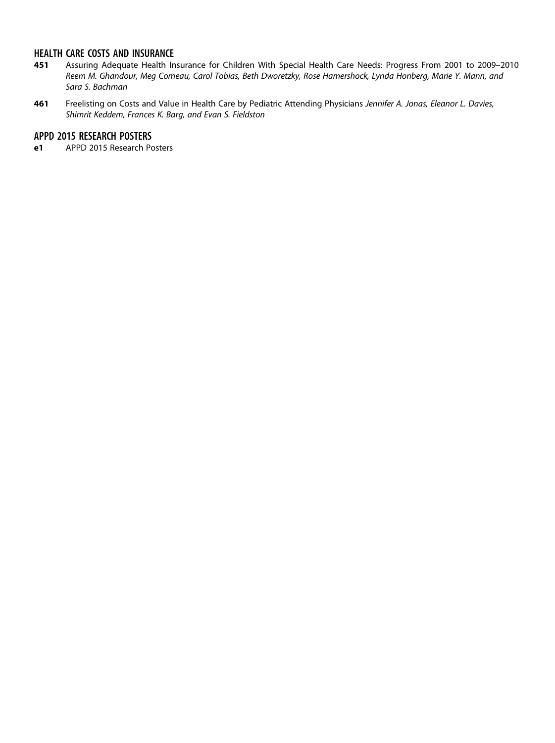## HEALTH CARE COSTS AND INSURANCE

**451** Assuring Adequate Health Insurance for Children With Special Health Care Needs: Progress From 2001 to 2009–2010 *Reem M. Ghandour, Meg Comeau, Carol Tobias, Beth Dworetzky, Rose Hamershock, Lynda Honberg, Marie Y. Mann, and Sara S. Bachman*

**461** Freelisting on Costs and Value in Health Care by Pediatric Attending Physicians *Jennifer A. Jonas, Eleanor L. Davies, Shimrit Keddem, Frances K. Barg, and Evan S. Fieldston*

## APPD 2015 RESEARCH POSTERS

**e1** APPD 2015 Research Posters